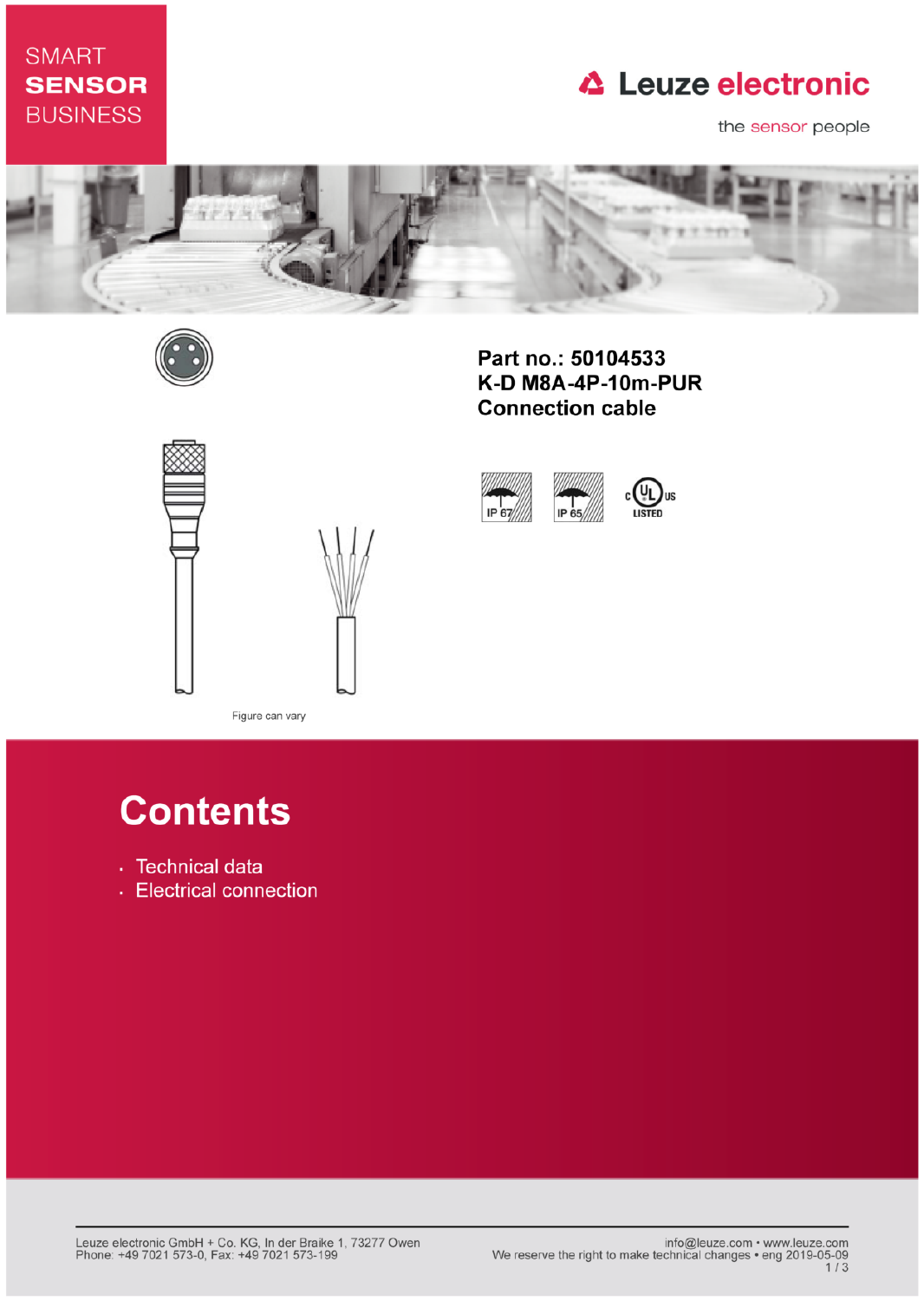SMART
**SENSOR**
BUSINESS

Leuze electronic

the sensor people

**Part no.: 50104533**
**K-D M8A-4P-10m-PUR**
**Connection cable**

IP 67 IP 65 c UL us LISTED

Figure can vary

# Contents

- Technical data
- Electrical connection

Leuze electronic GmbH + Co. KG, In der Braike 1, 73277 Owen
Phone: +49 7021 573-0, Fax: +49 7021 573-199

info@leuze.com • www.leuze.com
We reserve the right to make technical changes • eng 2019-05-09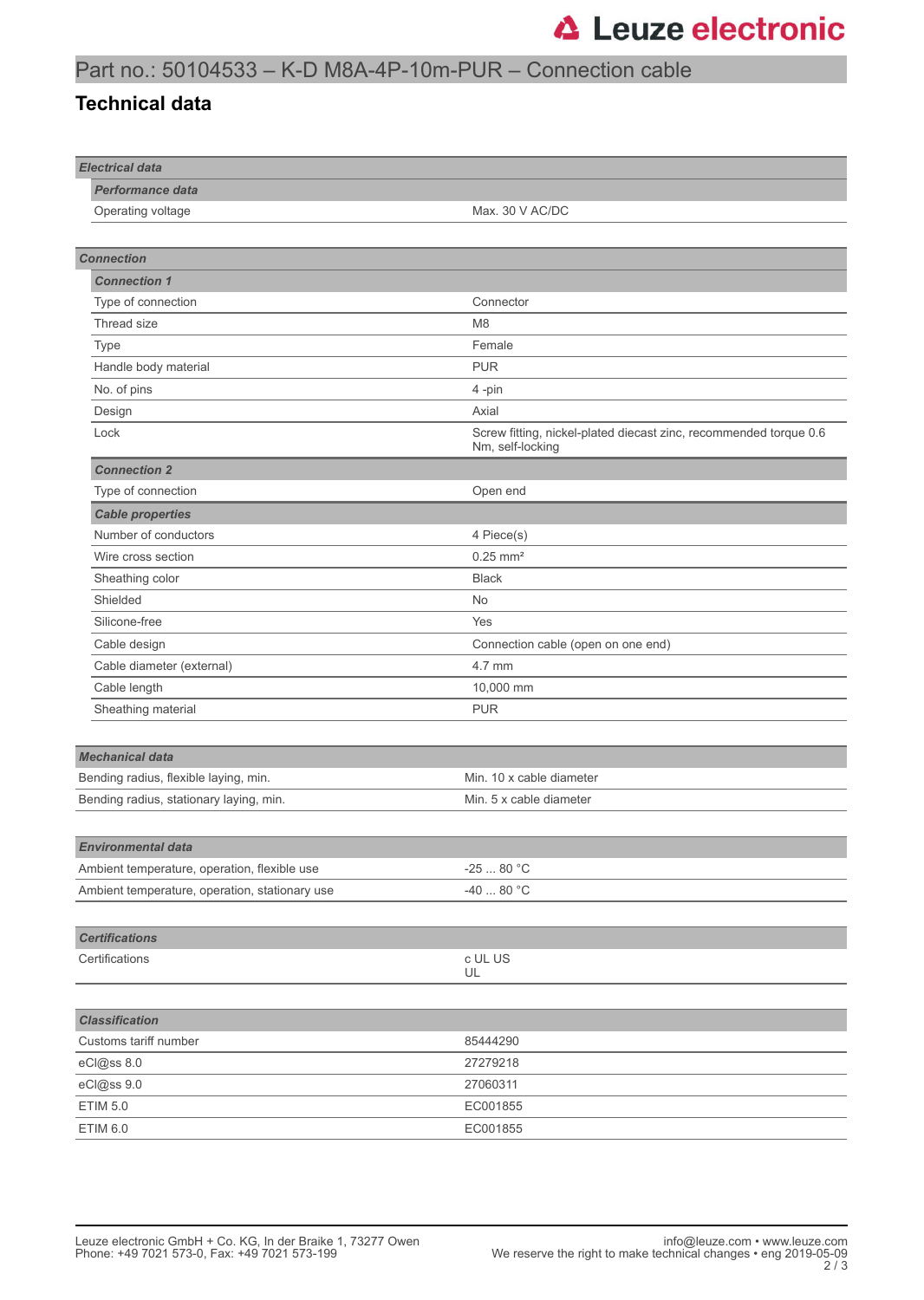Part no.: 50104533 – K-D M8A-4P-10m-PUR – Connection cable

## Technical data

| Electrical data | |
|---|---|
| ***Performance data*** | |
| Operating voltage | Max. 30 V AC/DC |

| Connection | |
|---|---|
| ***Connection 1*** | |
| Type of connection | Connector |
| Thread size | M8 |
| Type | Female |
| Handle body material | PUR |
| No. of pins | 4 -pin |
| Design | Axial |
| Lock | Screw fitting, nickel-plated diecast zinc, recommended torque 0.6 Nm, self-locking |
| ***Connection 2*** | |
| Type of connection | Open end |
| ***Cable properties*** | |
| Number of conductors | 4 Piece(s) |
| Wire cross section | 0.25 mm² |
| Sheathing color | Black |
| Shielded | No |
| Silicone-free | Yes |
| Cable design | Connection cable (open on one end) |
| Cable diameter (external) | 4.7 mm |
| Cable length | 10,000 mm |
| Sheathing material | PUR |

| Mechanical data | |
|---|---|
| Bending radius, flexible laying, min. | Min. 10 x cable diameter |
| Bending radius, stationary laying, min. | Min. 5 x cable diameter |

| Environmental data | |
|---|---|
| Ambient temperature, operation, flexible use | -25 ... 80 °C |
| Ambient temperature, operation, stationary use | -40 ... 80 °C |

| Certifications | |
|---|---|
| Certifications | c UL US<br>UL |

| Classification | |
|---|---|
| Customs tariff number | 85444290 |
| eCl@ss 8.0 | 27279218 |
| eCl@ss 9.0 | 27060311 |
| ETIM 5.0 | EC001855 |
| ETIM 6.0 | EC001855 |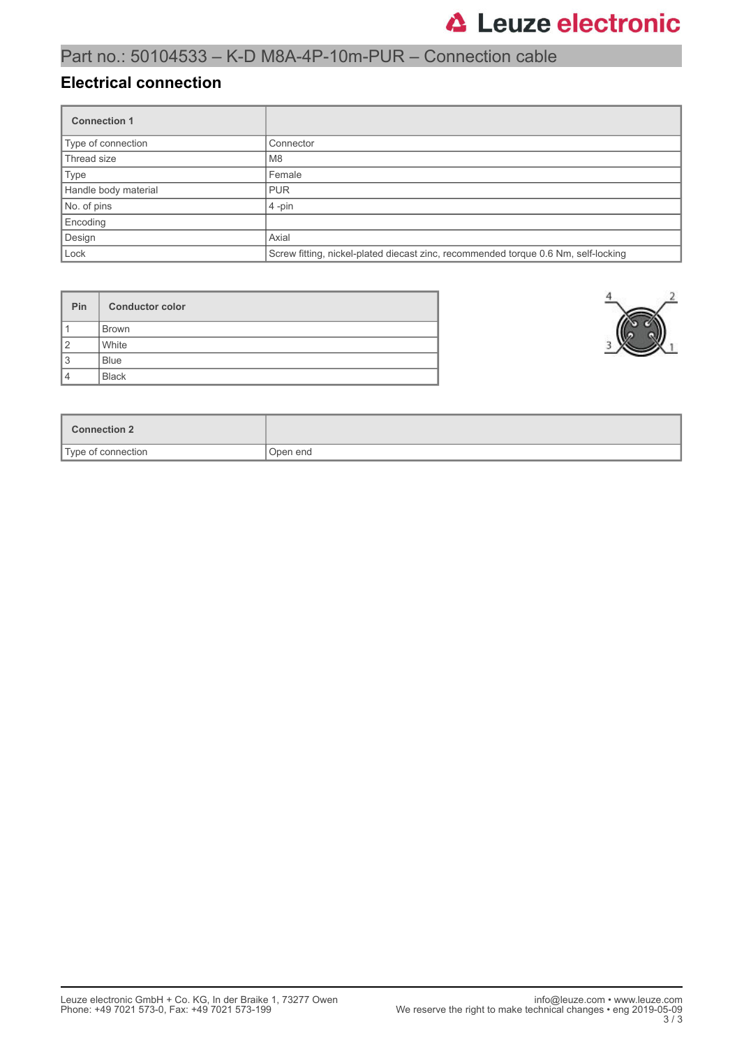Part no.: 50104533 – K-D M8A-4P-10m-PUR – Connection cable

## Electrical connection

| Connection 1 | |
|---|---|
| Type of connection | Connector |
| Thread size | M8 |
| Type | Female |
| Handle body material | PUR |
| No. of pins | 4 -pin |
| Encoding | |
| Design | Axial |
| Lock | Screw fitting, nickel-plated diecast zinc, recommended torque 0.6 Nm, self-locking |

| Pin | Conductor color |
|---|---|
| 1 | Brown |
| 2 | White |
| 3 | Blue |
| 4 | Black |

4
2
3
1

| Connection 2 | |
|---|---|
| Type of connection | Open end |

Leuze electronic GmbH + Co. KG, In der Braike 1, 73277 Owen
Phone: +49 7021 573-0, Fax: +49 7021 573-199

info@leuze.com • www.leuze.com
We reserve the right to make technical changes • eng 2019-05-09